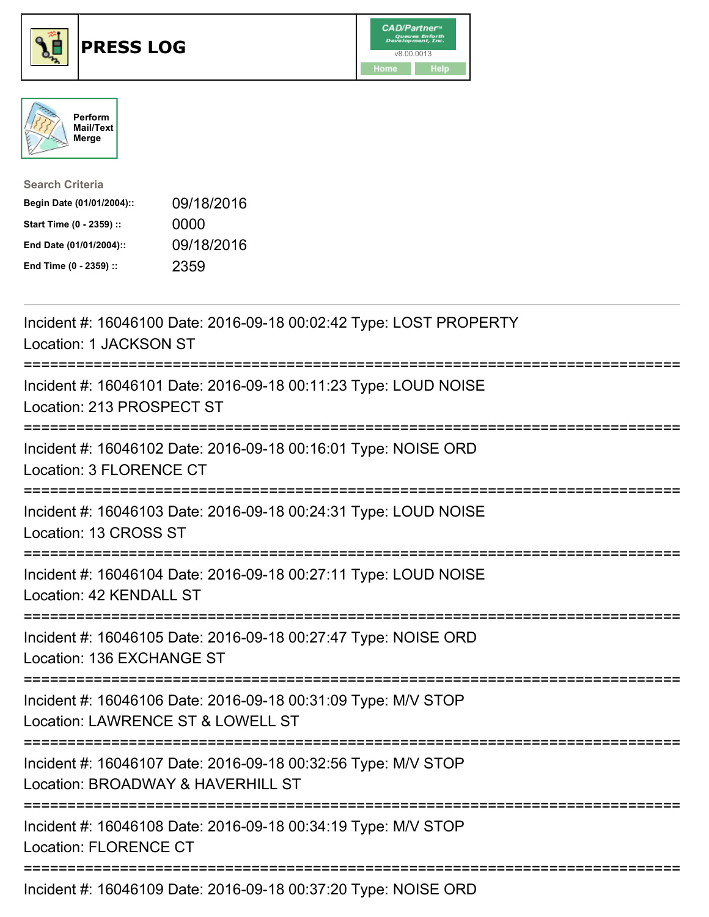# PRESS LOG

v8.00.0013

Home Help

Perform Mail/Text Merge

**Search Criteria**

| | |
|---|---|
| **Begin Date (01/01/2004)::** | 09/18/2016 |
| **Start Time (0 - 2359) ::** | 0000 |
| **End Date (01/01/2004)::** | 09/18/2016 |
| **End Time (0 - 2359) ::** | 2359 |

---

Incident #: 16046100 Date: 2016-09-18 00:02:42 Type: LOST PROPERTY
Location: 1 JACKSON ST

===========================================================================

Incident #: 16046101 Date: 2016-09-18 00:11:23 Type: LOUD NOISE
Location: 213 PROSPECT ST

===========================================================================

Incident #: 16046102 Date: 2016-09-18 00:16:01 Type: NOISE ORD
Location: 3 FLORENCE CT

===========================================================================

Incident #: 16046103 Date: 2016-09-18 00:24:31 Type: LOUD NOISE
Location: 13 CROSS ST

===========================================================================

Incident #: 16046104 Date: 2016-09-18 00:27:11 Type: LOUD NOISE
Location: 42 KENDALL ST

===========================================================================

Incident #: 16046105 Date: 2016-09-18 00:27:47 Type: NOISE ORD
Location: 136 EXCHANGE ST

===========================================================================

Incident #: 16046106 Date: 2016-09-18 00:31:09 Type: M/V STOP
Location: LAWRENCE ST & LOWELL ST

===========================================================================

Incident #: 16046107 Date: 2016-09-18 00:32:56 Type: M/V STOP
Location: BROADWAY & HAVERHILL ST

===========================================================================

Incident #: 16046108 Date: 2016-09-18 00:34:19 Type: M/V STOP
Location: FLORENCE CT

===========================================================================

Incident #: 16046109 Date: 2016-09-18 00:37:20 Type: NOISE ORD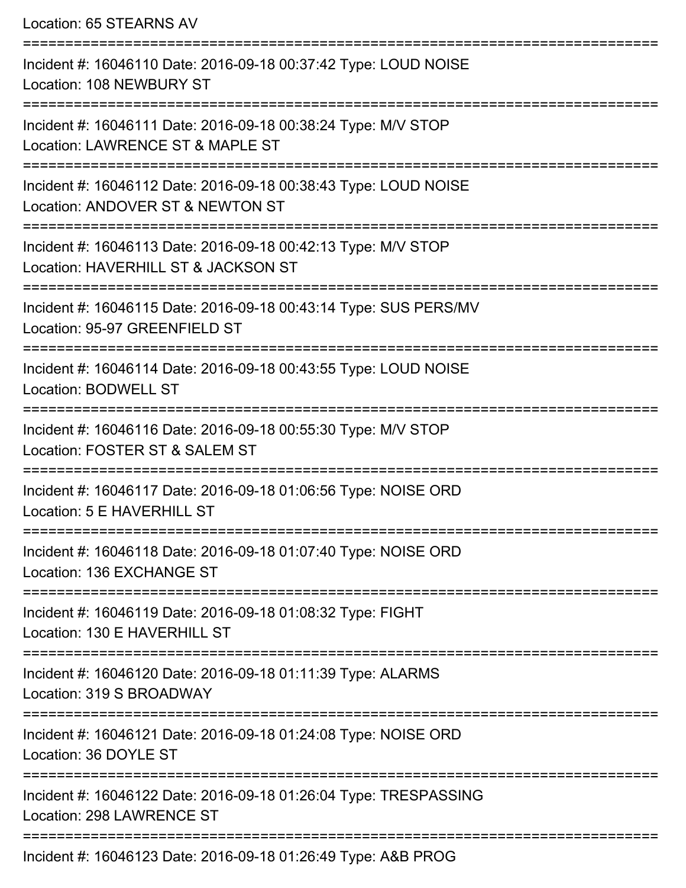Location: 65 STEARNS AV

===========================================================================

Incident #: 16046110 Date: 2016-09-18 00:37:42 Type: LOUD NOISE
Location: 108 NEWBURY ST

===========================================================================

Incident #: 16046111 Date: 2016-09-18 00:38:24 Type: M/V STOP
Location: LAWRENCE ST & MAPLE ST

===========================================================================

Incident #: 16046112 Date: 2016-09-18 00:38:43 Type: LOUD NOISE
Location: ANDOVER ST & NEWTON ST

===========================================================================

Incident #: 16046113 Date: 2016-09-18 00:42:13 Type: M/V STOP
Location: HAVERHILL ST & JACKSON ST

===========================================================================

Incident #: 16046115 Date: 2016-09-18 00:43:14 Type: SUS PERS/MV
Location: 95-97 GREENFIELD ST

===========================================================================

Incident #: 16046114 Date: 2016-09-18 00:43:55 Type: LOUD NOISE
Location: BODWELL ST

===========================================================================

Incident #: 16046116 Date: 2016-09-18 00:55:30 Type: M/V STOP
Location: FOSTER ST & SALEM ST

===========================================================================

Incident #: 16046117 Date: 2016-09-18 01:06:56 Type: NOISE ORD
Location: 5 E HAVERHILL ST

===========================================================================

Incident #: 16046118 Date: 2016-09-18 01:07:40 Type: NOISE ORD
Location: 136 EXCHANGE ST

===========================================================================

Incident #: 16046119 Date: 2016-09-18 01:08:32 Type: FIGHT
Location: 130 E HAVERHILL ST

===========================================================================

Incident #: 16046120 Date: 2016-09-18 01:11:39 Type: ALARMS
Location: 319 S BROADWAY

===========================================================================

Incident #: 16046121 Date: 2016-09-18 01:24:08 Type: NOISE ORD
Location: 36 DOYLE ST

===========================================================================

Incident #: 16046122 Date: 2016-09-18 01:26:04 Type: TRESPASSING
Location: 298 LAWRENCE ST

===========================================================================

Incident #: 16046123 Date: 2016-09-18 01:26:49 Type: A&B PROG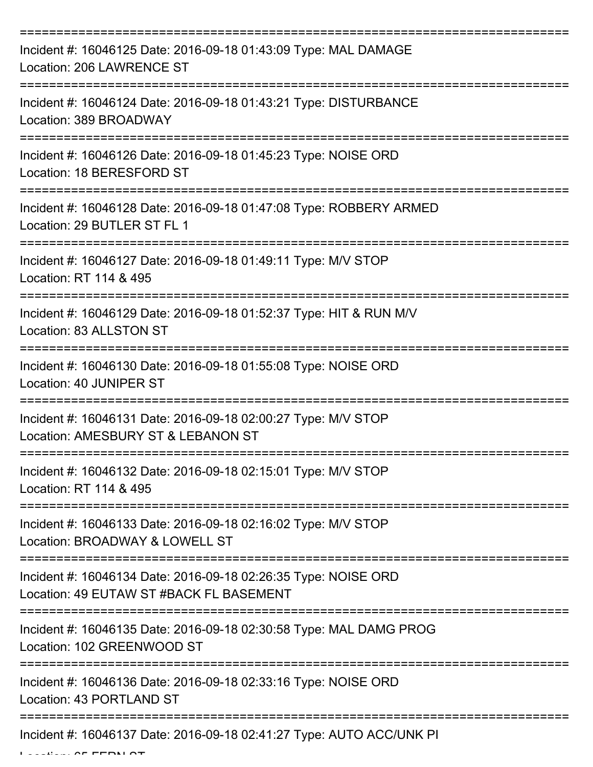===========================================================================

Incident #: 16046125 Date: 2016-09-18 01:43:09 Type: MAL DAMAGE
Location: 206 LAWRENCE ST

===========================================================================

Incident #: 16046124 Date: 2016-09-18 01:43:21 Type: DISTURBANCE
Location: 389 BROADWAY

===========================================================================

Incident #: 16046126 Date: 2016-09-18 01:45:23 Type: NOISE ORD
Location: 18 BERESFORD ST

===========================================================================

Incident #: 16046128 Date: 2016-09-18 01:47:08 Type: ROBBERY ARMED
Location: 29 BUTLER ST FL 1

===========================================================================

Incident #: 16046127 Date: 2016-09-18 01:49:11 Type: M/V STOP
Location: RT 114 & 495

===========================================================================

Incident #: 16046129 Date: 2016-09-18 01:52:37 Type: HIT & RUN M/V
Location: 83 ALLSTON ST

===========================================================================

Incident #: 16046130 Date: 2016-09-18 01:55:08 Type: NOISE ORD
Location: 40 JUNIPER ST

===========================================================================

Incident #: 16046131 Date: 2016-09-18 02:00:27 Type: M/V STOP
Location: AMESBURY ST & LEBANON ST

===========================================================================

Incident #: 16046132 Date: 2016-09-18 02:15:01 Type: M/V STOP
Location: RT 114 & 495

===========================================================================

Incident #: 16046133 Date: 2016-09-18 02:16:02 Type: M/V STOP
Location: BROADWAY & LOWELL ST

===========================================================================

Incident #: 16046134 Date: 2016-09-18 02:26:35 Type: NOISE ORD
Location: 49 EUTAW ST #BACK FL BASEMENT

===========================================================================

Incident #: 16046135 Date: 2016-09-18 02:30:58 Type: MAL DAMG PROG
Location: 102 GREENWOOD ST

===========================================================================

Incident #: 16046136 Date: 2016-09-18 02:33:16 Type: NOISE ORD
Location: 43 PORTLAND ST

===========================================================================

Incident #: 16046137 Date: 2016-09-18 02:41:27 Type: AUTO ACC/UNK PI
Location: 65 FERN ST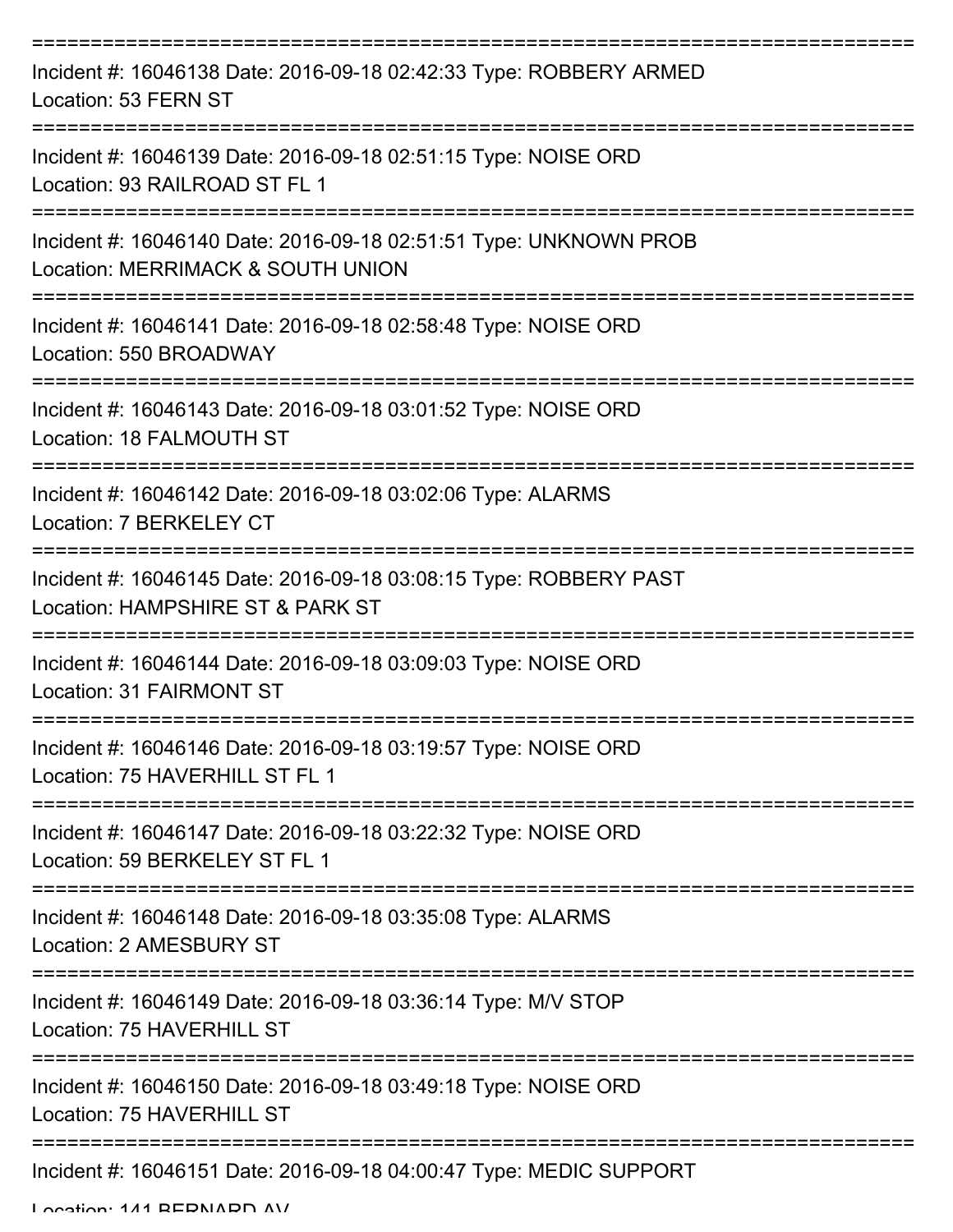===========================================================================

Incident #: 16046138 Date: 2016-09-18 02:42:33 Type: ROBBERY ARMED
Location: 53 FERN ST

===========================================================================

Incident #: 16046139 Date: 2016-09-18 02:51:15 Type: NOISE ORD
Location: 93 RAILROAD ST FL 1

===========================================================================

Incident #: 16046140 Date: 2016-09-18 02:51:51 Type: UNKNOWN PROB
Location: MERRIMACK & SOUTH UNION

===========================================================================

Incident #: 16046141 Date: 2016-09-18 02:58:48 Type: NOISE ORD
Location: 550 BROADWAY

===========================================================================

Incident #: 16046143 Date: 2016-09-18 03:01:52 Type: NOISE ORD
Location: 18 FALMOUTH ST

===========================================================================

Incident #: 16046142 Date: 2016-09-18 03:02:06 Type: ALARMS
Location: 7 BERKELEY CT

===========================================================================

Incident #: 16046145 Date: 2016-09-18 03:08:15 Type: ROBBERY PAST
Location: HAMPSHIRE ST & PARK ST

===========================================================================

Incident #: 16046144 Date: 2016-09-18 03:09:03 Type: NOISE ORD
Location: 31 FAIRMONT ST

===========================================================================

Incident #: 16046146 Date: 2016-09-18 03:19:57 Type: NOISE ORD
Location: 75 HAVERHILL ST FL 1

===========================================================================

Incident #: 16046147 Date: 2016-09-18 03:22:32 Type: NOISE ORD
Location: 59 BERKELEY ST FL 1

===========================================================================

Incident #: 16046148 Date: 2016-09-18 03:35:08 Type: ALARMS
Location: 2 AMESBURY ST

===========================================================================

Incident #: 16046149 Date: 2016-09-18 03:36:14 Type: M/V STOP
Location: 75 HAVERHILL ST

===========================================================================

Incident #: 16046150 Date: 2016-09-18 03:49:18 Type: NOISE ORD
Location: 75 HAVERHILL ST

===========================================================================

Incident #: 16046151 Date: 2016-09-18 04:00:47 Type: MEDIC SUPPORT
Location: 141 BERNARD AV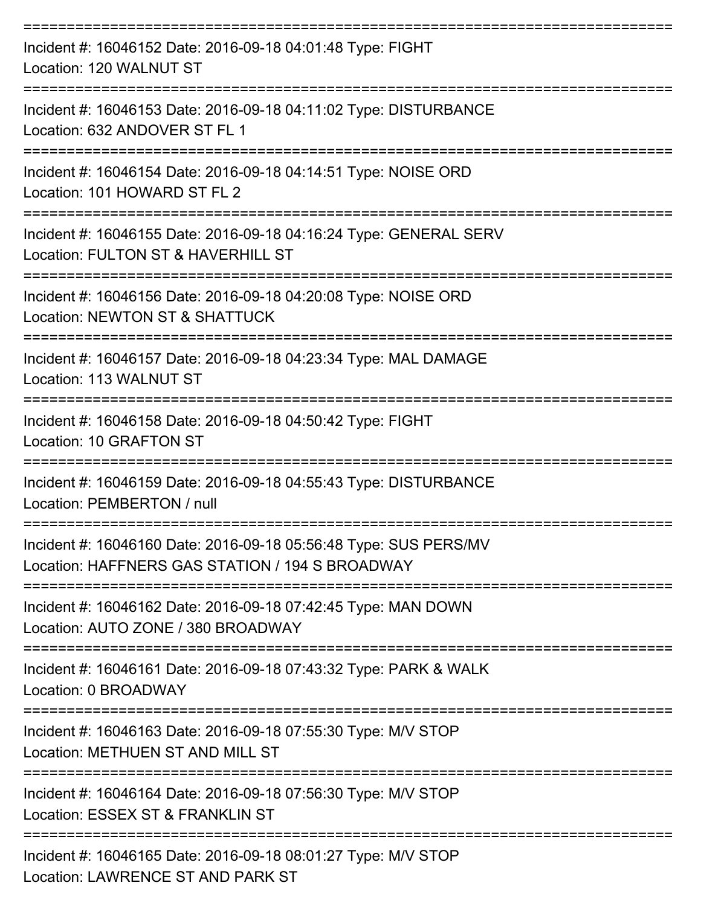===========================================================================

Incident #: 16046152 Date: 2016-09-18 04:01:48 Type: FIGHT
Location: 120 WALNUT ST

===========================================================================

Incident #: 16046153 Date: 2016-09-18 04:11:02 Type: DISTURBANCE
Location: 632 ANDOVER ST FL 1

===========================================================================

Incident #: 16046154 Date: 2016-09-18 04:14:51 Type: NOISE ORD
Location: 101 HOWARD ST FL 2

===========================================================================

Incident #: 16046155 Date: 2016-09-18 04:16:24 Type: GENERAL SERV
Location: FULTON ST & HAVERHILL ST

===========================================================================

Incident #: 16046156 Date: 2016-09-18 04:20:08 Type: NOISE ORD
Location: NEWTON ST & SHATTUCK

===========================================================================

Incident #: 16046157 Date: 2016-09-18 04:23:34 Type: MAL DAMAGE
Location: 113 WALNUT ST

===========================================================================

Incident #: 16046158 Date: 2016-09-18 04:50:42 Type: FIGHT
Location: 10 GRAFTON ST

===========================================================================

Incident #: 16046159 Date: 2016-09-18 04:55:43 Type: DISTURBANCE
Location: PEMBERTON / null

===========================================================================

Incident #: 16046160 Date: 2016-09-18 05:56:48 Type: SUS PERS/MV
Location: HAFFNERS GAS STATION / 194 S BROADWAY

===========================================================================

Incident #: 16046162 Date: 2016-09-18 07:42:45 Type: MAN DOWN
Location: AUTO ZONE / 380 BROADWAY

===========================================================================

Incident #: 16046161 Date: 2016-09-18 07:43:32 Type: PARK & WALK
Location: 0 BROADWAY

===========================================================================

Incident #: 16046163 Date: 2016-09-18 07:55:30 Type: M/V STOP
Location: METHUEN ST AND MILL ST

===========================================================================

Incident #: 16046164 Date: 2016-09-18 07:56:30 Type: M/V STOP
Location: ESSEX ST & FRANKLIN ST

===========================================================================

Incident #: 16046165 Date: 2016-09-18 08:01:27 Type: M/V STOP
Location: LAWRENCE ST AND PARK ST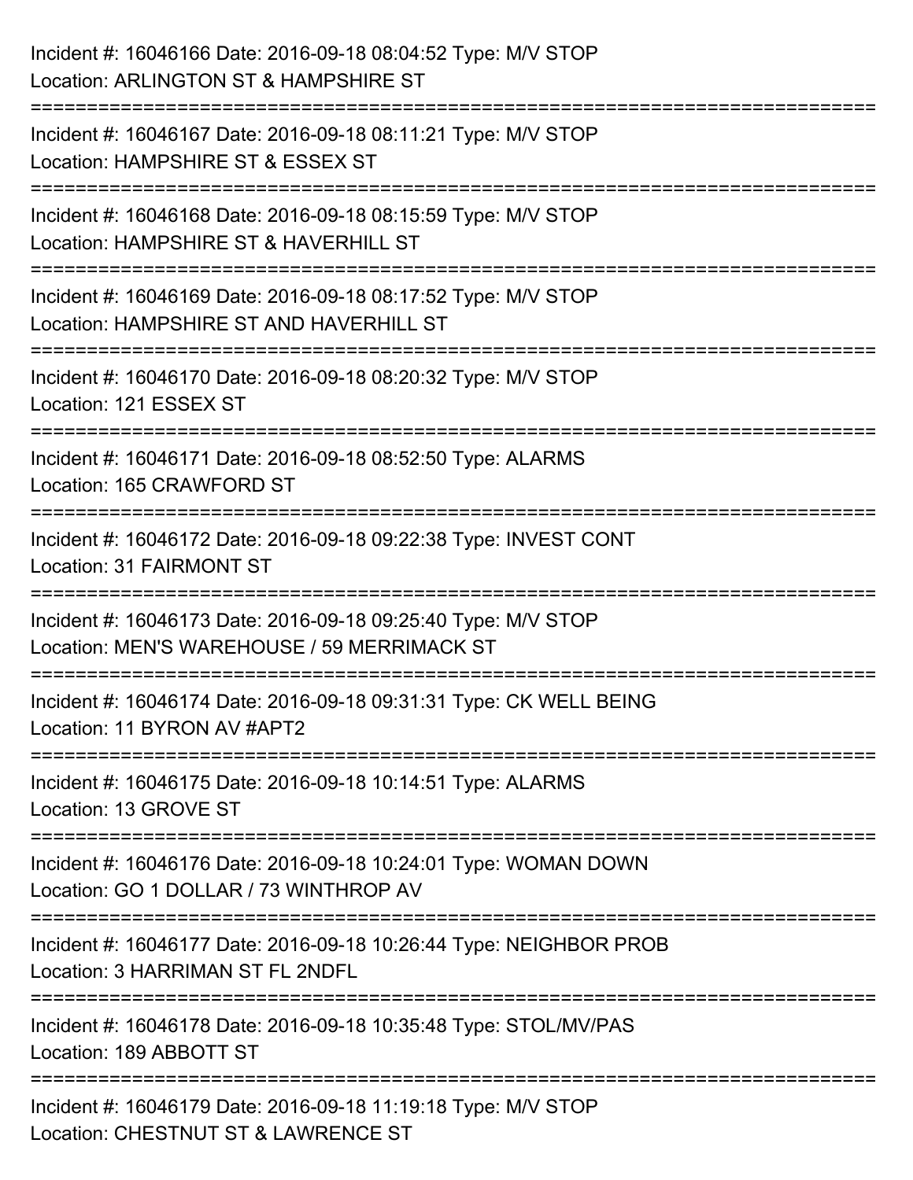Incident #: 16046166 Date: 2016-09-18 08:04:52 Type: M/V STOP
Location: ARLINGTON ST & HAMPSHIRE ST

===========================================================================

Incident #: 16046167 Date: 2016-09-18 08:11:21 Type: M/V STOP
Location: HAMPSHIRE ST & ESSEX ST

===========================================================================

Incident #: 16046168 Date: 2016-09-18 08:15:59 Type: M/V STOP
Location: HAMPSHIRE ST & HAVERHILL ST

===========================================================================

Incident #: 16046169 Date: 2016-09-18 08:17:52 Type: M/V STOP
Location: HAMPSHIRE ST AND HAVERHILL ST

===========================================================================

Incident #: 16046170 Date: 2016-09-18 08:20:32 Type: M/V STOP
Location: 121 ESSEX ST

===========================================================================

Incident #: 16046171 Date: 2016-09-18 08:52:50 Type: ALARMS
Location: 165 CRAWFORD ST

===========================================================================

Incident #: 16046172 Date: 2016-09-18 09:22:38 Type: INVEST CONT
Location: 31 FAIRMONT ST

===========================================================================

Incident #: 16046173 Date: 2016-09-18 09:25:40 Type: M/V STOP
Location: MEN'S WAREHOUSE / 59 MERRIMACK ST

===========================================================================

Incident #: 16046174 Date: 2016-09-18 09:31:31 Type: CK WELL BEING
Location: 11 BYRON AV #APT2

===========================================================================

Incident #: 16046175 Date: 2016-09-18 10:14:51 Type: ALARMS
Location: 13 GROVE ST

===========================================================================

Incident #: 16046176 Date: 2016-09-18 10:24:01 Type: WOMAN DOWN
Location: GO 1 DOLLAR / 73 WINTHROP AV

===========================================================================

Incident #: 16046177 Date: 2016-09-18 10:26:44 Type: NEIGHBOR PROB
Location: 3 HARRIMAN ST FL 2NDFL

===========================================================================

Incident #: 16046178 Date: 2016-09-18 10:35:48 Type: STOL/MV/PAS
Location: 189 ABBOTT ST

===========================================================================

Incident #: 16046179 Date: 2016-09-18 11:19:18 Type: M/V STOP
Location: CHESTNUT ST & LAWRENCE ST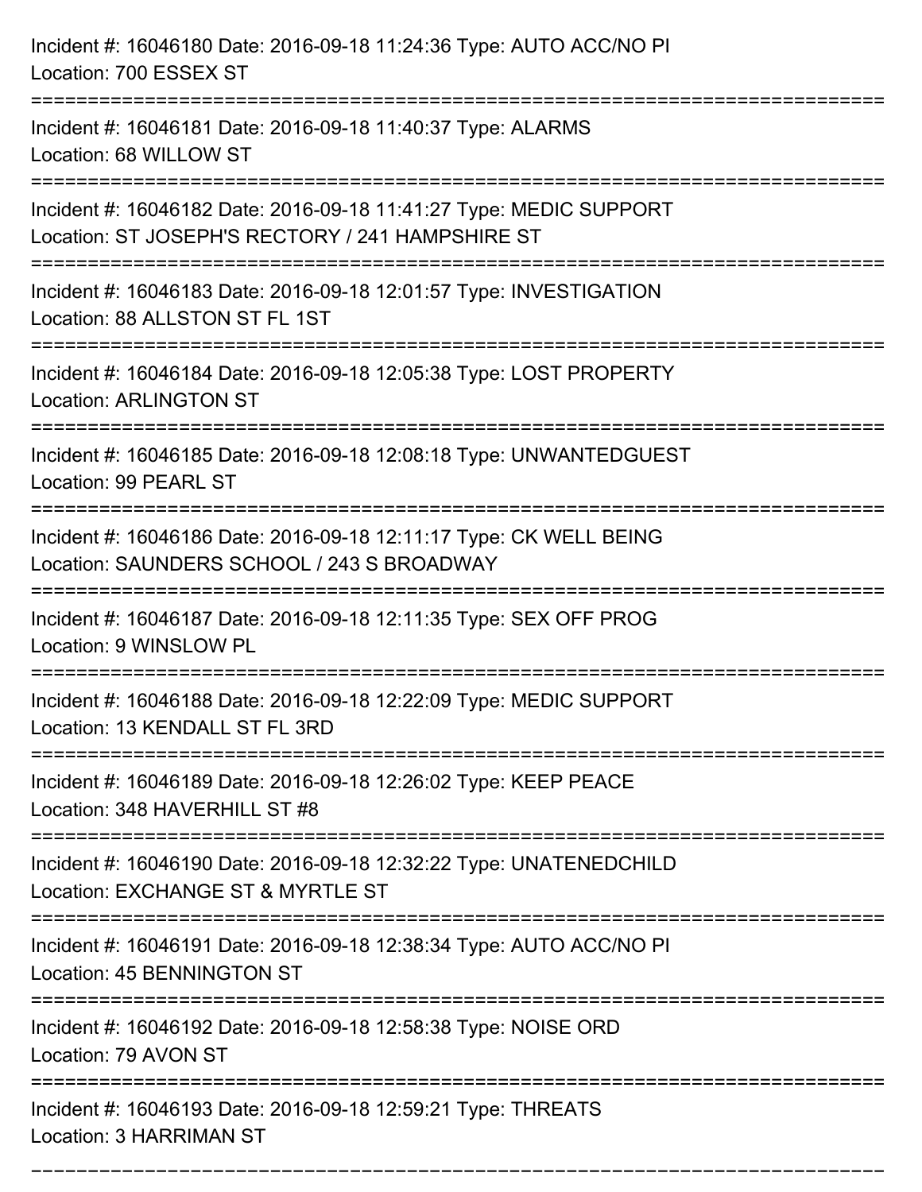Incident #: 16046180 Date: 2016-09-18 11:24:36 Type: AUTO ACC/NO PI
Location: 700 ESSEX ST

===========================================================================

Incident #: 16046181 Date: 2016-09-18 11:40:37 Type: ALARMS
Location: 68 WILLOW ST

===========================================================================

Incident #: 16046182 Date: 2016-09-18 11:41:27 Type: MEDIC SUPPORT
Location: ST JOSEPH'S RECTORY / 241 HAMPSHIRE ST

===========================================================================

Incident #: 16046183 Date: 2016-09-18 12:01:57 Type: INVESTIGATION
Location: 88 ALLSTON ST FL 1ST

===========================================================================

Incident #: 16046184 Date: 2016-09-18 12:05:38 Type: LOST PROPERTY
Location: ARLINGTON ST

===========================================================================

Incident #: 16046185 Date: 2016-09-18 12:08:18 Type: UNWANTEDGUEST
Location: 99 PEARL ST

===========================================================================

Incident #: 16046186 Date: 2016-09-18 12:11:17 Type: CK WELL BEING
Location: SAUNDERS SCHOOL / 243 S BROADWAY

===========================================================================

Incident #: 16046187 Date: 2016-09-18 12:11:35 Type: SEX OFF PROG
Location: 9 WINSLOW PL

===========================================================================

Incident #: 16046188 Date: 2016-09-18 12:22:09 Type: MEDIC SUPPORT
Location: 13 KENDALL ST FL 3RD

===========================================================================

Incident #: 16046189 Date: 2016-09-18 12:26:02 Type: KEEP PEACE
Location: 348 HAVERHILL ST #8

===========================================================================

Incident #: 16046190 Date: 2016-09-18 12:32:22 Type: UNATENEDCHILD
Location: EXCHANGE ST & MYRTLE ST

===========================================================================

Incident #: 16046191 Date: 2016-09-18 12:38:34 Type: AUTO ACC/NO PI
Location: 45 BENNINGTON ST

===========================================================================

Incident #: 16046192 Date: 2016-09-18 12:58:38 Type: NOISE ORD
Location: 79 AVON ST

===========================================================================

Incident #: 16046193 Date: 2016-09-18 12:59:21 Type: THREATS
Location: 3 HARRIMAN ST

===========================================================================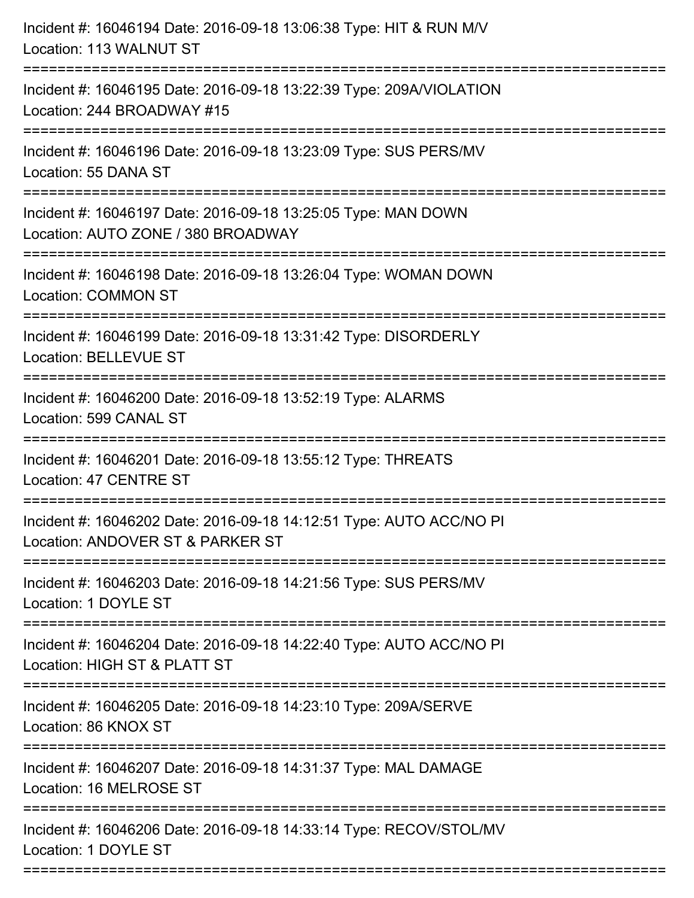Incident #: 16046194 Date: 2016-09-18 13:06:38 Type: HIT & RUN M/V
Location: 113 WALNUT ST

===========================================================================

Incident #: 16046195 Date: 2016-09-18 13:22:39 Type: 209A/VIOLATION
Location: 244 BROADWAY #15

===========================================================================

Incident #: 16046196 Date: 2016-09-18 13:23:09 Type: SUS PERS/MV
Location: 55 DANA ST

===========================================================================

Incident #: 16046197 Date: 2016-09-18 13:25:05 Type: MAN DOWN
Location: AUTO ZONE / 380 BROADWAY

===========================================================================

Incident #: 16046198 Date: 2016-09-18 13:26:04 Type: WOMAN DOWN
Location: COMMON ST

===========================================================================

Incident #: 16046199 Date: 2016-09-18 13:31:42 Type: DISORDERLY
Location: BELLEVUE ST

===========================================================================

Incident #: 16046200 Date: 2016-09-18 13:52:19 Type: ALARMS
Location: 599 CANAL ST

===========================================================================

Incident #: 16046201 Date: 2016-09-18 13:55:12 Type: THREATS
Location: 47 CENTRE ST

===========================================================================

Incident #: 16046202 Date: 2016-09-18 14:12:51 Type: AUTO ACC/NO PI
Location: ANDOVER ST & PARKER ST

===========================================================================

Incident #: 16046203 Date: 2016-09-18 14:21:56 Type: SUS PERS/MV
Location: 1 DOYLE ST

===========================================================================

Incident #: 16046204 Date: 2016-09-18 14:22:40 Type: AUTO ACC/NO PI
Location: HIGH ST & PLATT ST

===========================================================================

Incident #: 16046205 Date: 2016-09-18 14:23:10 Type: 209A/SERVE
Location: 86 KNOX ST

===========================================================================

Incident #: 16046207 Date: 2016-09-18 14:31:37 Type: MAL DAMAGE
Location: 16 MELROSE ST

===========================================================================

Incident #: 16046206 Date: 2016-09-18 14:33:14 Type: RECOV/STOL/MV
Location: 1 DOYLE ST

===========================================================================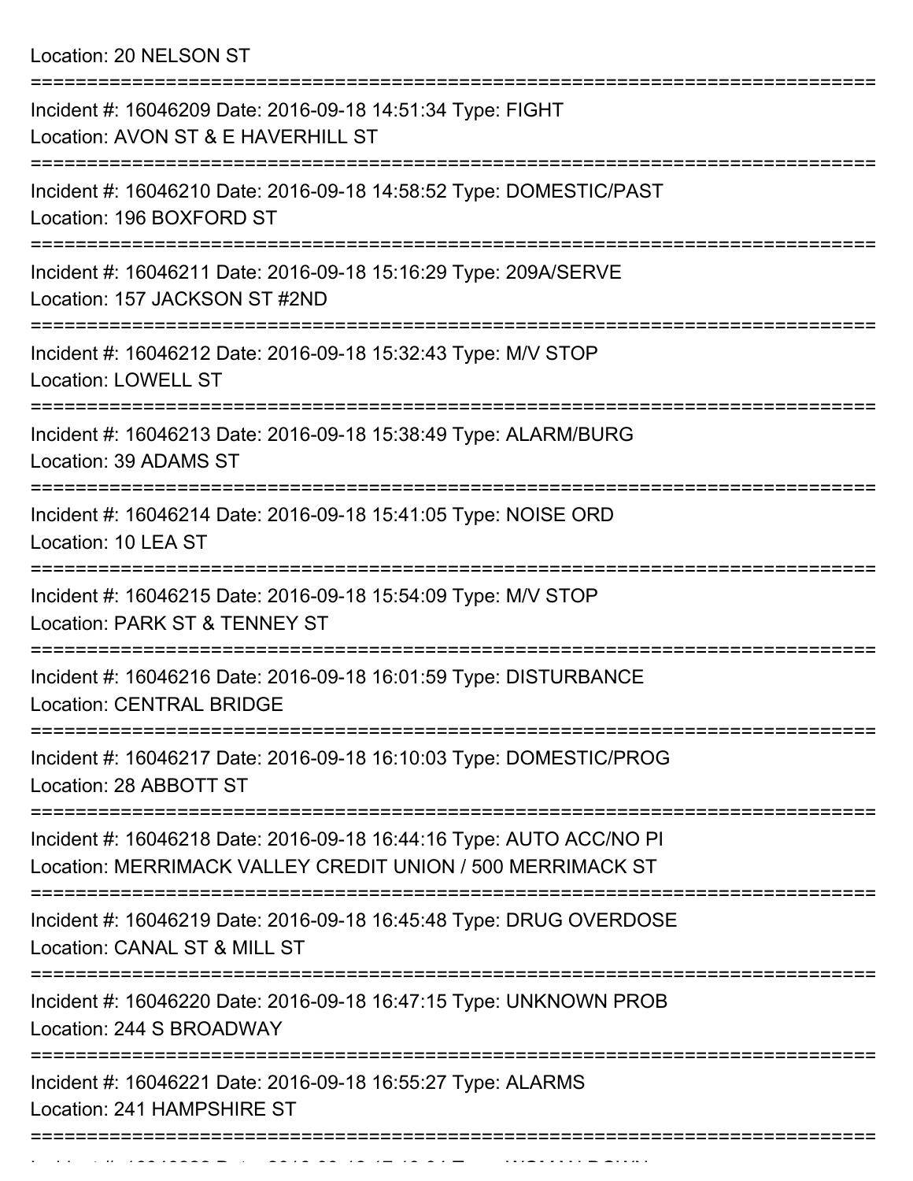Location: 20 NELSON ST

===========================================================================

Incident #: 16046209 Date: 2016-09-18 14:51:34 Type: FIGHT
Location: AVON ST & E HAVERHILL ST

===========================================================================

Incident #: 16046210 Date: 2016-09-18 14:58:52 Type: DOMESTIC/PAST
Location: 196 BOXFORD ST

===========================================================================

Incident #: 16046211 Date: 2016-09-18 15:16:29 Type: 209A/SERVE
Location: 157 JACKSON ST #2ND

===========================================================================

Incident #: 16046212 Date: 2016-09-18 15:32:43 Type: M/V STOP
Location: LOWELL ST

===========================================================================

Incident #: 16046213 Date: 2016-09-18 15:38:49 Type: ALARM/BURG
Location: 39 ADAMS ST

===========================================================================

Incident #: 16046214 Date: 2016-09-18 15:41:05 Type: NOISE ORD
Location: 10 LEA ST

===========================================================================

Incident #: 16046215 Date: 2016-09-18 15:54:09 Type: M/V STOP
Location: PARK ST & TENNEY ST

===========================================================================

Incident #: 16046216 Date: 2016-09-18 16:01:59 Type: DISTURBANCE
Location: CENTRAL BRIDGE

===========================================================================

Incident #: 16046217 Date: 2016-09-18 16:10:03 Type: DOMESTIC/PROG
Location: 28 ABBOTT ST

===========================================================================

Incident #: 16046218 Date: 2016-09-18 16:44:16 Type: AUTO ACC/NO PI
Location: MERRIMACK VALLEY CREDIT UNION / 500 MERRIMACK ST

===========================================================================

Incident #: 16046219 Date: 2016-09-18 16:45:48 Type: DRUG OVERDOSE
Location: CANAL ST & MILL ST

===========================================================================

Incident #: 16046220 Date: 2016-09-18 16:47:15 Type: UNKNOWN PROB
Location: 244 S BROADWAY

===========================================================================

Incident #: 16046221 Date: 2016-09-18 16:55:27 Type: ALARMS
Location: 241 HAMPSHIRE ST

===========================================================================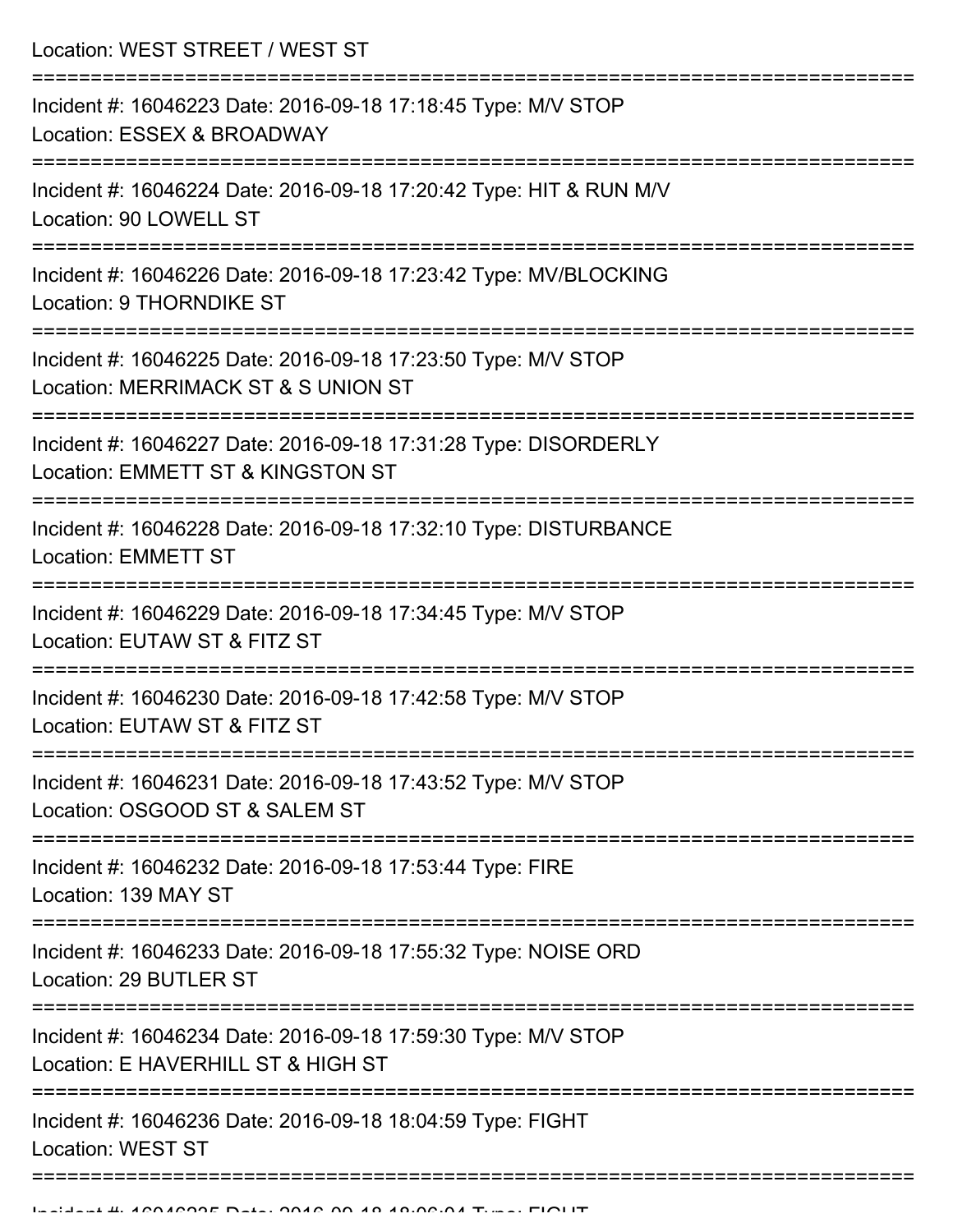Location: WEST STREET / WEST ST

===========================================================================

Incident #: 16046223 Date: 2016-09-18 17:18:45 Type: M/V STOP
Location: ESSEX & BROADWAY

===========================================================================

Incident #: 16046224 Date: 2016-09-18 17:20:42 Type: HIT & RUN M/V
Location: 90 LOWELL ST

===========================================================================

Incident #: 16046226 Date: 2016-09-18 17:23:42 Type: MV/BLOCKING
Location: 9 THORNDIKE ST

===========================================================================

Incident #: 16046225 Date: 2016-09-18 17:23:50 Type: M/V STOP
Location: MERRIMACK ST & S UNION ST

===========================================================================

Incident #: 16046227 Date: 2016-09-18 17:31:28 Type: DISORDERLY
Location: EMMETT ST & KINGSTON ST

===========================================================================

Incident #: 16046228 Date: 2016-09-18 17:32:10 Type: DISTURBANCE
Location: EMMETT ST

===========================================================================

Incident #: 16046229 Date: 2016-09-18 17:34:45 Type: M/V STOP
Location: EUTAW ST & FITZ ST

===========================================================================

Incident #: 16046230 Date: 2016-09-18 17:42:58 Type: M/V STOP
Location: EUTAW ST & FITZ ST

===========================================================================

Incident #: 16046231 Date: 2016-09-18 17:43:52 Type: M/V STOP
Location: OSGOOD ST & SALEM ST

===========================================================================

Incident #: 16046232 Date: 2016-09-18 17:53:44 Type: FIRE
Location: 139 MAY ST

===========================================================================

Incident #: 16046233 Date: 2016-09-18 17:55:32 Type: NOISE ORD
Location: 29 BUTLER ST

===========================================================================

Incident #: 16046234 Date: 2016-09-18 17:59:30 Type: M/V STOP
Location: E HAVERHILL ST & HIGH ST

===========================================================================

Incident #: 16046236 Date: 2016-09-18 18:04:59 Type: FIGHT
Location: WEST ST

===========================================================================

Incident #: 16046235 Date: 2016-09-18 18:06:04 Type: FIGHT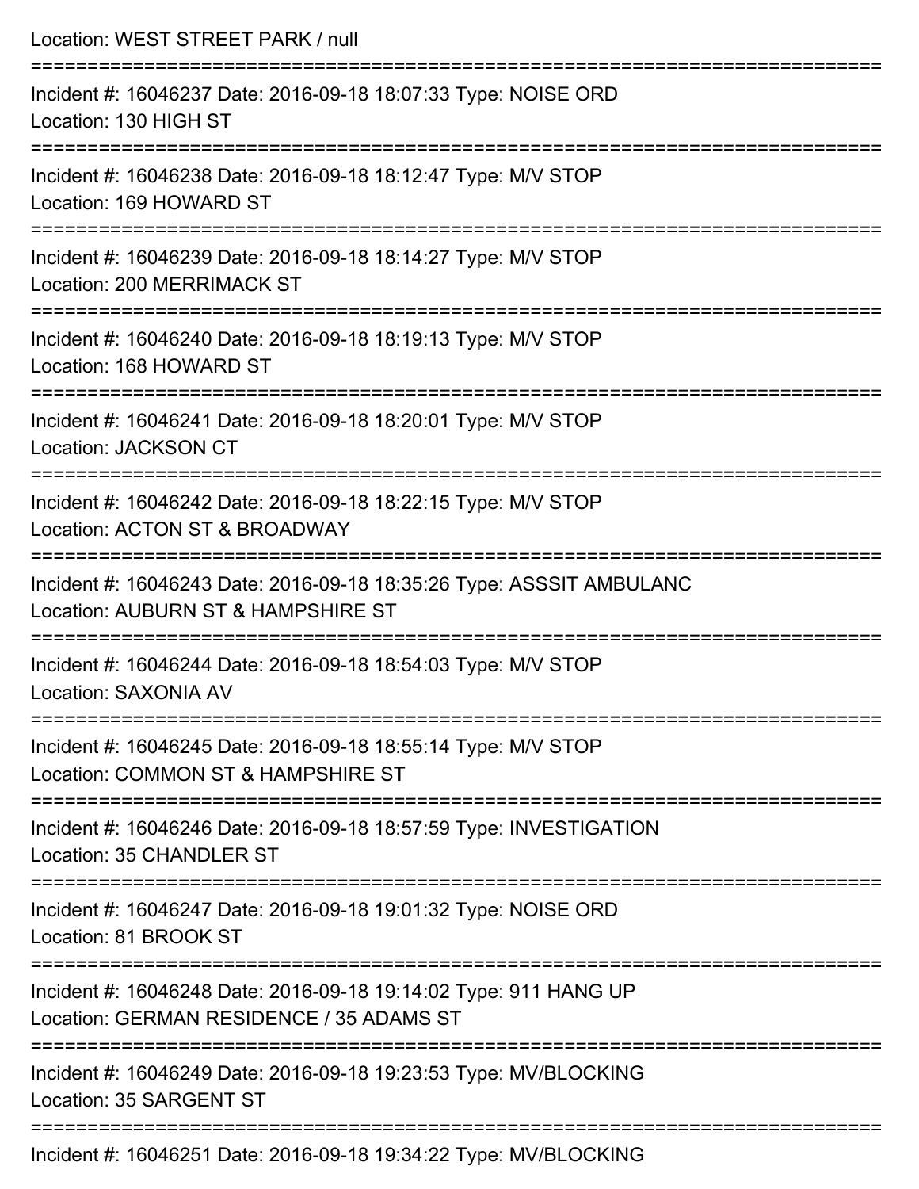Location: WEST STREET PARK / null

===========================================================================

Incident #: 16046237 Date: 2016-09-18 18:07:33 Type: NOISE ORD
Location: 130 HIGH ST

===========================================================================

Incident #: 16046238 Date: 2016-09-18 18:12:47 Type: M/V STOP
Location: 169 HOWARD ST

===========================================================================

Incident #: 16046239 Date: 2016-09-18 18:14:27 Type: M/V STOP
Location: 200 MERRIMACK ST

===========================================================================

Incident #: 16046240 Date: 2016-09-18 18:19:13 Type: M/V STOP
Location: 168 HOWARD ST

===========================================================================

Incident #: 16046241 Date: 2016-09-18 18:20:01 Type: M/V STOP
Location: JACKSON CT

===========================================================================

Incident #: 16046242 Date: 2016-09-18 18:22:15 Type: M/V STOP
Location: ACTON ST & BROADWAY

===========================================================================

Incident #: 16046243 Date: 2016-09-18 18:35:26 Type: ASSSIT AMBULANC
Location: AUBURN ST & HAMPSHIRE ST

===========================================================================

Incident #: 16046244 Date: 2016-09-18 18:54:03 Type: M/V STOP
Location: SAXONIA AV

===========================================================================

Incident #: 16046245 Date: 2016-09-18 18:55:14 Type: M/V STOP
Location: COMMON ST & HAMPSHIRE ST

===========================================================================

Incident #: 16046246 Date: 2016-09-18 18:57:59 Type: INVESTIGATION
Location: 35 CHANDLER ST

===========================================================================

Incident #: 16046247 Date: 2016-09-18 19:01:32 Type: NOISE ORD
Location: 81 BROOK ST

===========================================================================

Incident #: 16046248 Date: 2016-09-18 19:14:02 Type: 911 HANG UP
Location: GERMAN RESIDENCE / 35 ADAMS ST

===========================================================================

Incident #: 16046249 Date: 2016-09-18 19:23:53 Type: MV/BLOCKING
Location: 35 SARGENT ST

===========================================================================

Incident #: 16046251 Date: 2016-09-18 19:34:22 Type: MV/BLOCKING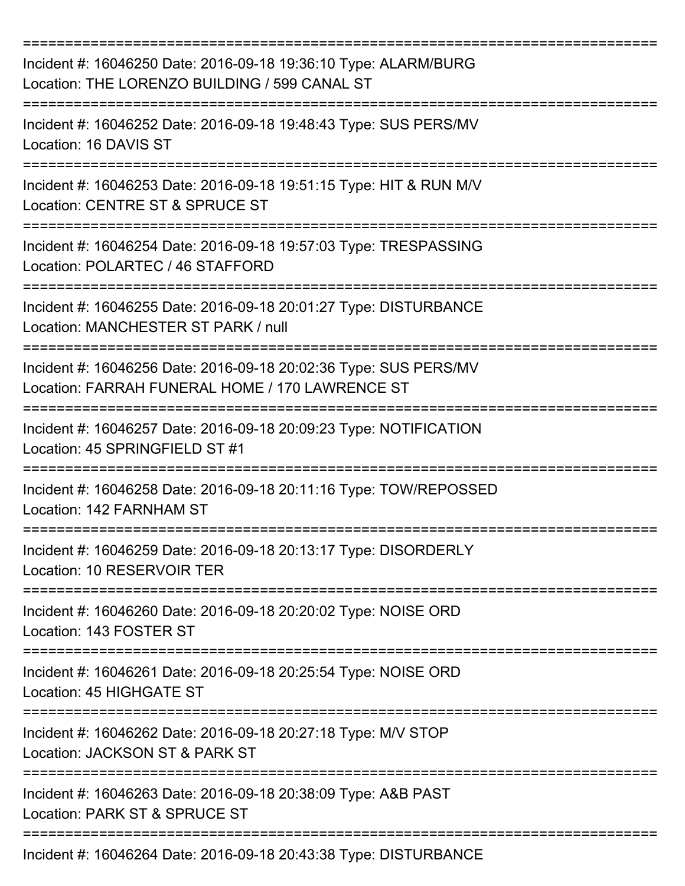===========================================================================

Incident #: 16046250 Date: 2016-09-18 19:36:10 Type: ALARM/BURG
Location: THE LORENZO BUILDING / 599 CANAL ST

===========================================================================

Incident #: 16046252 Date: 2016-09-18 19:48:43 Type: SUS PERS/MV
Location: 16 DAVIS ST

===========================================================================

Incident #: 16046253 Date: 2016-09-18 19:51:15 Type: HIT & RUN M/V
Location: CENTRE ST & SPRUCE ST

===========================================================================

Incident #: 16046254 Date: 2016-09-18 19:57:03 Type: TRESPASSING
Location: POLARTEC / 46 STAFFORD

===========================================================================

Incident #: 16046255 Date: 2016-09-18 20:01:27 Type: DISTURBANCE
Location: MANCHESTER ST PARK / null

===========================================================================

Incident #: 16046256 Date: 2016-09-18 20:02:36 Type: SUS PERS/MV
Location: FARRAH FUNERAL HOME / 170 LAWRENCE ST

===========================================================================

Incident #: 16046257 Date: 2016-09-18 20:09:23 Type: NOTIFICATION
Location: 45 SPRINGFIELD ST #1

===========================================================================

Incident #: 16046258 Date: 2016-09-18 20:11:16 Type: TOW/REPOSSED
Location: 142 FARNHAM ST

===========================================================================

Incident #: 16046259 Date: 2016-09-18 20:13:17 Type: DISORDERLY
Location: 10 RESERVOIR TER

===========================================================================

Incident #: 16046260 Date: 2016-09-18 20:20:02 Type: NOISE ORD
Location: 143 FOSTER ST

===========================================================================

Incident #: 16046261 Date: 2016-09-18 20:25:54 Type: NOISE ORD
Location: 45 HIGHGATE ST

===========================================================================

Incident #: 16046262 Date: 2016-09-18 20:27:18 Type: M/V STOP
Location: JACKSON ST & PARK ST

===========================================================================

Incident #: 16046263 Date: 2016-09-18 20:38:09 Type: A&B PAST
Location: PARK ST & SPRUCE ST

===========================================================================

Incident #: 16046264 Date: 2016-09-18 20:43:38 Type: DISTURBANCE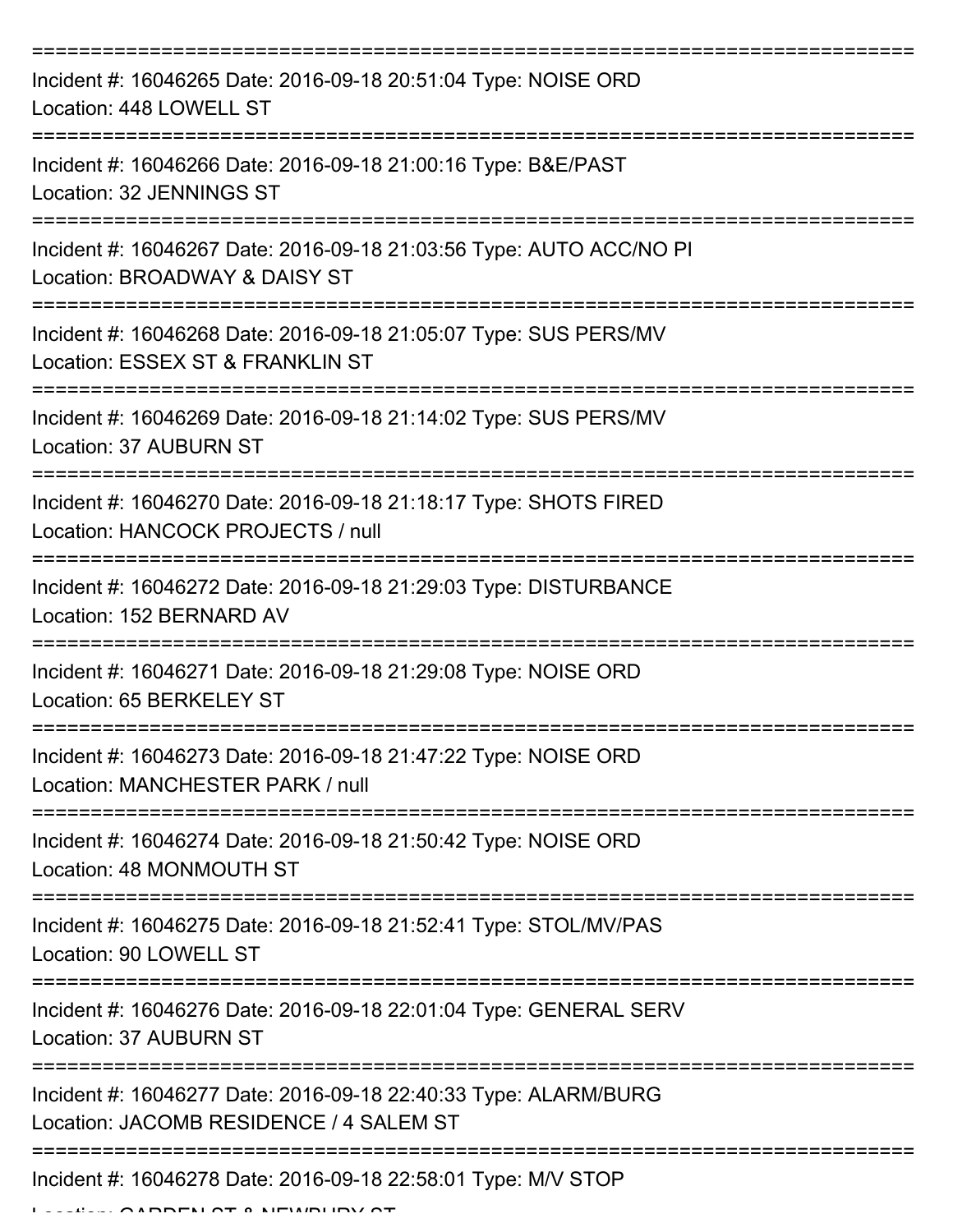===========================================================================

Incident #: 16046265 Date: 2016-09-18 20:51:04 Type: NOISE ORD
Location: 448 LOWELL ST

===========================================================================

Incident #: 16046266 Date: 2016-09-18 21:00:16 Type: B&E/PAST
Location: 32 JENNINGS ST

===========================================================================

Incident #: 16046267 Date: 2016-09-18 21:03:56 Type: AUTO ACC/NO PI
Location: BROADWAY & DAISY ST

===========================================================================

Incident #: 16046268 Date: 2016-09-18 21:05:07 Type: SUS PERS/MV
Location: ESSEX ST & FRANKLIN ST

===========================================================================

Incident #: 16046269 Date: 2016-09-18 21:14:02 Type: SUS PERS/MV
Location: 37 AUBURN ST

===========================================================================

Incident #: 16046270 Date: 2016-09-18 21:18:17 Type: SHOTS FIRED
Location: HANCOCK PROJECTS / null

===========================================================================

Incident #: 16046272 Date: 2016-09-18 21:29:03 Type: DISTURBANCE
Location: 152 BERNARD AV

===========================================================================

Incident #: 16046271 Date: 2016-09-18 21:29:08 Type: NOISE ORD
Location: 65 BERKELEY ST

===========================================================================

Incident #: 16046273 Date: 2016-09-18 21:47:22 Type: NOISE ORD
Location: MANCHESTER PARK / null

===========================================================================

Incident #: 16046274 Date: 2016-09-18 21:50:42 Type: NOISE ORD
Location: 48 MONMOUTH ST

===========================================================================

Incident #: 16046275 Date: 2016-09-18 21:52:41 Type: STOL/MV/PAS
Location: 90 LOWELL ST

===========================================================================

Incident #: 16046276 Date: 2016-09-18 22:01:04 Type: GENERAL SERV
Location: 37 AUBURN ST

===========================================================================

Incident #: 16046277 Date: 2016-09-18 22:40:33 Type: ALARM/BURG
Location: JACOMB RESIDENCE / 4 SALEM ST

===========================================================================

Incident #: 16046278 Date: 2016-09-18 22:58:01 Type: M/V STOP
Location: GARDEN ST & NEWBURY ST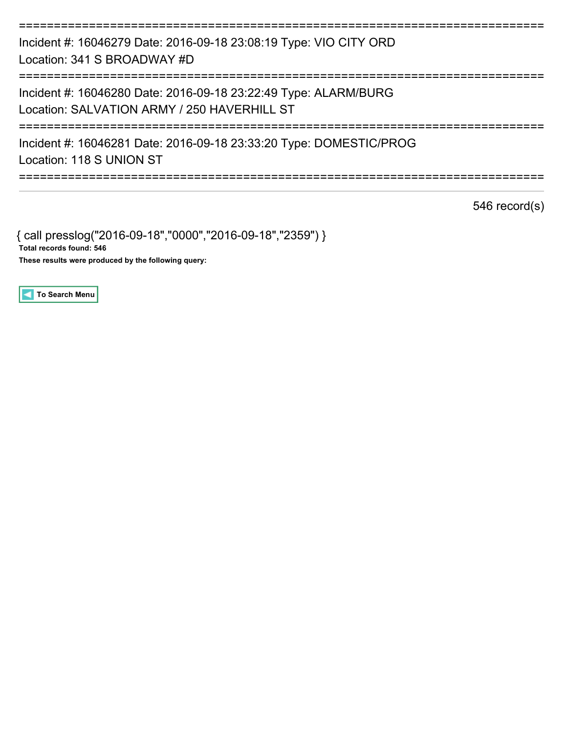===========================================================================

Incident #: 16046279 Date: 2016-09-18 23:08:19 Type: VIO CITY ORD
Location: 341 S BROADWAY #D

===========================================================================

Incident #: 16046280 Date: 2016-09-18 23:22:49 Type: ALARM/BURG
Location: SALVATION ARMY / 250 HAVERHILL ST

===========================================================================

Incident #: 16046281 Date: 2016-09-18 23:33:20 Type: DOMESTIC/PROG
Location: 118 S UNION ST

===========================================================================

546 record(s)

{ call presslog("2016-09-18","0000","2016-09-18","2359") }

**Total records found: 546**

**These results were produced by the following query:**

**To Search Menu**